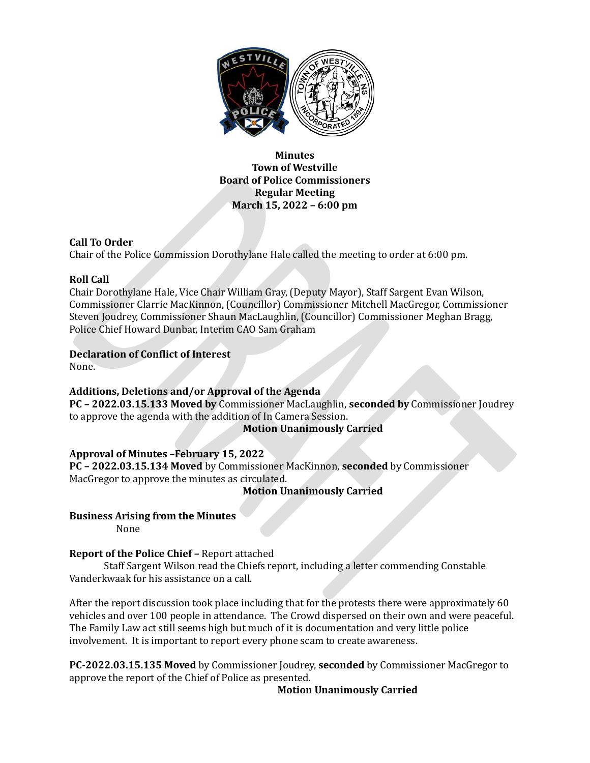**Minutes**
**Town of Westville**
**Board of Police Commissioners**
**Regular Meeting**
**March 15, 2022 – 6:00 pm**

**Call To Order**
Chair of the Police Commission Dorothylane Hale called the meeting to order at 6:00 pm.

**Roll Call**
Chair Dorothylane Hale, Vice Chair William Gray, (Deputy Mayor), Staff Sargent Evan Wilson, Commissioner Clarrie MacKinnon, (Councillor) Commissioner Mitchell MacGregor, Commissioner Steven Joudrey, Commissioner Shaun MacLaughlin, (Councillor) Commissioner Meghan Bragg, Police Chief Howard Dunbar, Interim CAO Sam Graham

**Declaration of Conflict of Interest**
None.

**Additions, Deletions and/or Approval of the Agenda**
**PC – 2022.03.15.133 Moved by** Commissioner MacLaughlin, **seconded by** Commissioner Joudrey to approve the agenda with the addition of In Camera Session.

**Motion Unanimously Carried**

**Approval of Minutes –February 15, 2022**
**PC – 2022.03.15.134 Moved** by Commissioner MacKinnon, **seconded** by Commissioner MacGregor to approve the minutes as circulated.

**Motion Unanimously Carried**

**Business Arising from the Minutes**
None

**Report of the Police Chief –** Report attached
Staff Sargent Wilson read the Chiefs report, including a letter commending Constable Vanderkwaak for his assistance on a call.

After the report discussion took place including that for the protests there were approximately 60 vehicles and over 100 people in attendance. The Crowd dispersed on their own and were peaceful. The Family Law act still seems high but much of it is documentation and very little police involvement. It is important to report every phone scam to create awareness.

**PC-2022.03.15.135 Moved** by Commissioner Joudrey, **seconded** by Commissioner MacGregor to approve the report of the Chief of Police as presented.

**Motion Unanimously Carried**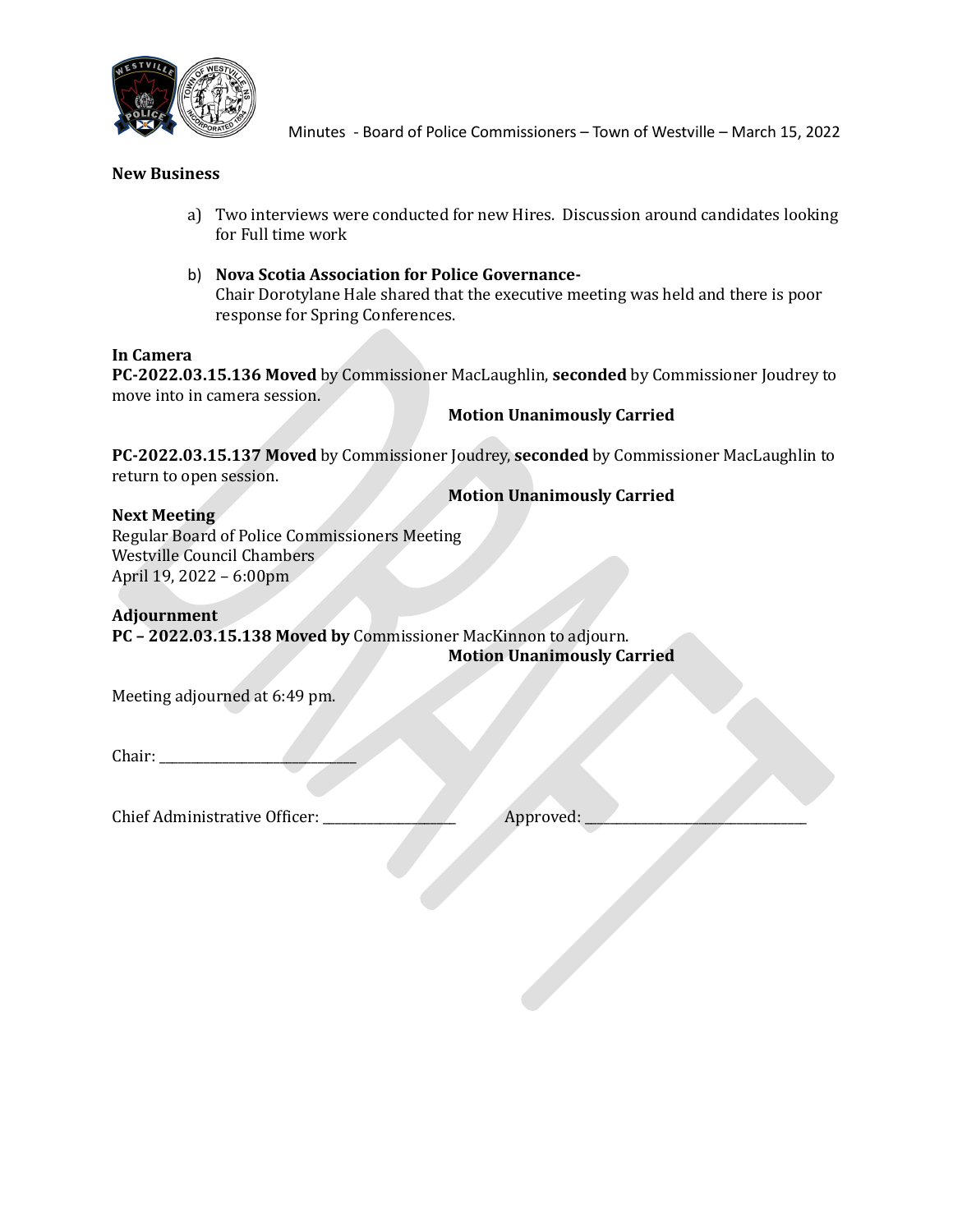**New Business**

a) Two interviews were conducted for new Hires. Discussion around candidates looking for Full time work

b) **Nova Scotia Association for Police Governance-**
Chair Dorotylane Hale shared that the executive meeting was held and there is poor response for Spring Conferences.

**In Camera**

**PC-2022.03.15.136 Moved** by Commissioner MacLaughlin, **seconded** by Commissioner Joudrey to move into in camera session.

**Motion Unanimously Carried**

**PC-2022.03.15.137 Moved** by Commissioner Joudrey, **seconded** by Commissioner MacLaughlin to return to open session.

**Motion Unanimously Carried**

**Next Meeting**

Regular Board of Police Commissioners Meeting
Westville Council Chambers
April 19, 2022 – 6:00pm

**Adjournment**

**PC – 2022.03.15.138 Moved by** Commissioner MacKinnon to adjourn.

**Motion Unanimously Carried**

Meeting adjourned at 6:49 pm.

Chair: ______________________________

Chief Administrative Officer: ____________________ Approved: _________________________________